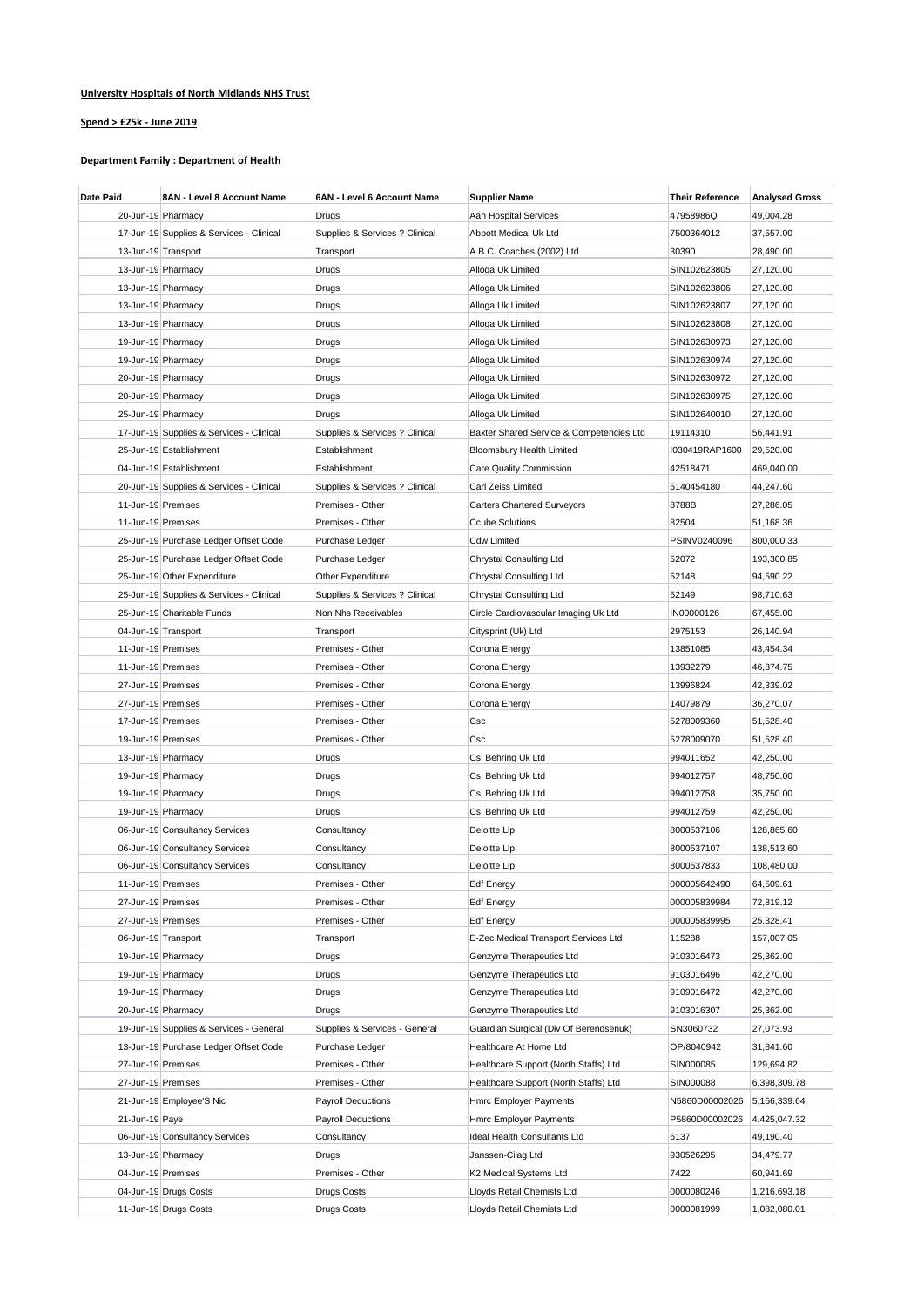**University Hospitals of North Midlands NHS Trust**

**Spend > £25k - June 2019**

**Department Family : Department of Health**

| Date Paid | 8AN - Level 8 Account Name | 6AN - Level 6 Account Name | Supplier Name | Their Reference | Analysed Gross |
|---|---|---|---|---|---|
| 20-Jun-19 | Pharmacy | Drugs | Aah Hospital Services | 47958986Q | 49,004.28 |
| 17-Jun-19 | Supplies & Services - Clinical | Supplies & Services ? Clinical | Abbott Medical Uk Ltd | 7500364012 | 37,557.00 |
| 13-Jun-19 | Transport | Transport | A.B.C. Coaches (2002) Ltd | 30390 | 28,490.00 |
| 13-Jun-19 | Pharmacy | Drugs | Alloga Uk Limited | SIN102623805 | 27,120.00 |
| 13-Jun-19 | Pharmacy | Drugs | Alloga Uk Limited | SIN102623806 | 27,120.00 |
| 13-Jun-19 | Pharmacy | Drugs | Alloga Uk Limited | SIN102623807 | 27,120.00 |
| 13-Jun-19 | Pharmacy | Drugs | Alloga Uk Limited | SIN102623808 | 27,120.00 |
| 19-Jun-19 | Pharmacy | Drugs | Alloga Uk Limited | SIN102630973 | 27,120.00 |
| 19-Jun-19 | Pharmacy | Drugs | Alloga Uk Limited | SIN102630974 | 27,120.00 |
| 20-Jun-19 | Pharmacy | Drugs | Alloga Uk Limited | SIN102630972 | 27,120.00 |
| 20-Jun-19 | Pharmacy | Drugs | Alloga Uk Limited | SIN102630975 | 27,120.00 |
| 25-Jun-19 | Pharmacy | Drugs | Alloga Uk Limited | SIN102640010 | 27,120.00 |
| 17-Jun-19 | Supplies & Services - Clinical | Supplies & Services ? Clinical | Baxter Shared Service & Competencies Ltd | 19114310 | 56,441.91 |
| 25-Jun-19 | Establishment | Establishment | Bloomsbury Health Limited | I030419RAP1600 | 29,520.00 |
| 04-Jun-19 | Establishment | Establishment | Care Quality Commission | 42518471 | 469,040.00 |
| 20-Jun-19 | Supplies & Services - Clinical | Supplies & Services ? Clinical | Carl Zeiss Limited | 5140454180 | 44,247.60 |
| 11-Jun-19 | Premises | Premises - Other | Carters Chartered Surveyors | 8788B | 27,286.05 |
| 11-Jun-19 | Premises | Premises - Other | Ccube Solutions | 82504 | 51,168.36 |
| 25-Jun-19 | Purchase Ledger Offset Code | Purchase Ledger | Cdw Limited | PSINV0240096 | 800,000.33 |
| 25-Jun-19 | Purchase Ledger Offset Code | Purchase Ledger | Chrystal Consulting Ltd | 52072 | 193,300.85 |
| 25-Jun-19 | Other Expenditure | Other Expenditure | Chrystal Consulting Ltd | 52148 | 94,590.22 |
| 25-Jun-19 | Supplies & Services - Clinical | Supplies & Services ? Clinical | Chrystal Consulting Ltd | 52149 | 98,710.63 |
| 25-Jun-19 | Charitable Funds | Non Nhs Receivables | Circle Cardiovascular Imaging Uk Ltd | IN00000126 | 67,455.00 |
| 04-Jun-19 | Transport | Transport | Citysprint (Uk) Ltd | 2975153 | 26,140.94 |
| 11-Jun-19 | Premises | Premises - Other | Corona Energy | 13851085 | 43,454.34 |
| 11-Jun-19 | Premises | Premises - Other | Corona Energy | 13932279 | 46,874.75 |
| 27-Jun-19 | Premises | Premises - Other | Corona Energy | 13996824 | 42,339.02 |
| 27-Jun-19 | Premises | Premises - Other | Corona Energy | 14079879 | 36,270.07 |
| 17-Jun-19 | Premises | Premises - Other | Csc | 5278009360 | 51,528.40 |
| 19-Jun-19 | Premises | Premises - Other | Csc | 5278009070 | 51,528.40 |
| 13-Jun-19 | Pharmacy | Drugs | Csl Behring Uk Ltd | 994011652 | 42,250.00 |
| 19-Jun-19 | Pharmacy | Drugs | Csl Behring Uk Ltd | 994012757 | 48,750.00 |
| 19-Jun-19 | Pharmacy | Drugs | Csl Behring Uk Ltd | 994012758 | 35,750.00 |
| 19-Jun-19 | Pharmacy | Drugs | Csl Behring Uk Ltd | 994012759 | 42,250.00 |
| 06-Jun-19 | Consultancy Services | Consultancy | Deloitte Llp | 8000537106 | 128,865.60 |
| 06-Jun-19 | Consultancy Services | Consultancy | Deloitte Llp | 8000537107 | 138,513.60 |
| 06-Jun-19 | Consultancy Services | Consultancy | Deloitte Llp | 8000537833 | 108,480.00 |
| 11-Jun-19 | Premises | Premises - Other | Edf Energy | 000005642490 | 64,509.61 |
| 27-Jun-19 | Premises | Premises - Other | Edf Energy | 000005839984 | 72,819.12 |
| 27-Jun-19 | Premises | Premises - Other | Edf Energy | 000005839995 | 25,328.41 |
| 06-Jun-19 | Transport | Transport | E-Zec Medical Transport Services Ltd | 115288 | 157,007.05 |
| 19-Jun-19 | Pharmacy | Drugs | Genzyme Therapeutics Ltd | 9103016473 | 25,362.00 |
| 19-Jun-19 | Pharmacy | Drugs | Genzyme Therapeutics Ltd | 9103016496 | 42,270.00 |
| 19-Jun-19 | Pharmacy | Drugs | Genzyme Therapeutics Ltd | 9109016472 | 42,270.00 |
| 20-Jun-19 | Pharmacy | Drugs | Genzyme Therapeutics Ltd | 9103016307 | 25,362.00 |
| 19-Jun-19 | Supplies & Services - General | Supplies & Services - General | Guardian Surgical (Div Of Berendsenuk) | SN3060732 | 27,073.93 |
| 13-Jun-19 | Purchase Ledger Offset Code | Purchase Ledger | Healthcare At Home Ltd | OP/8040942 | 31,841.60 |
| 27-Jun-19 | Premises | Premises - Other | Healthcare Support (North Staffs) Ltd | SIN000085 | 129,694.82 |
| 27-Jun-19 | Premises | Premises - Other | Healthcare Support (North Staffs) Ltd | SIN000088 | 6,398,309.78 |
| 21-Jun-19 | Employee'S Nic | Payroll Deductions | Hmrc Employer Payments | N5860D00002026 | 5,156,339.64 |
| 21-Jun-19 | Paye | Payroll Deductions | Hmrc Employer Payments | P5860D00002026 | 4,425,047.32 |
| 06-Jun-19 | Consultancy Services | Consultancy | Ideal Health Consultants Ltd | 6137 | 49,190.40 |
| 13-Jun-19 | Pharmacy | Drugs | Janssen-Cilag Ltd | 930526295 | 34,479.77 |
| 04-Jun-19 | Premises | Premises - Other | K2 Medical Systems Ltd | 7422 | 60,941.69 |
| 04-Jun-19 | Drugs Costs | Drugs Costs | Lloyds Retail Chemists Ltd | 0000080246 | 1,216,693.18 |
| 11-Jun-19 | Drugs Costs | Drugs Costs | Lloyds Retail Chemists Ltd | 0000081999 | 1,082,080.01 |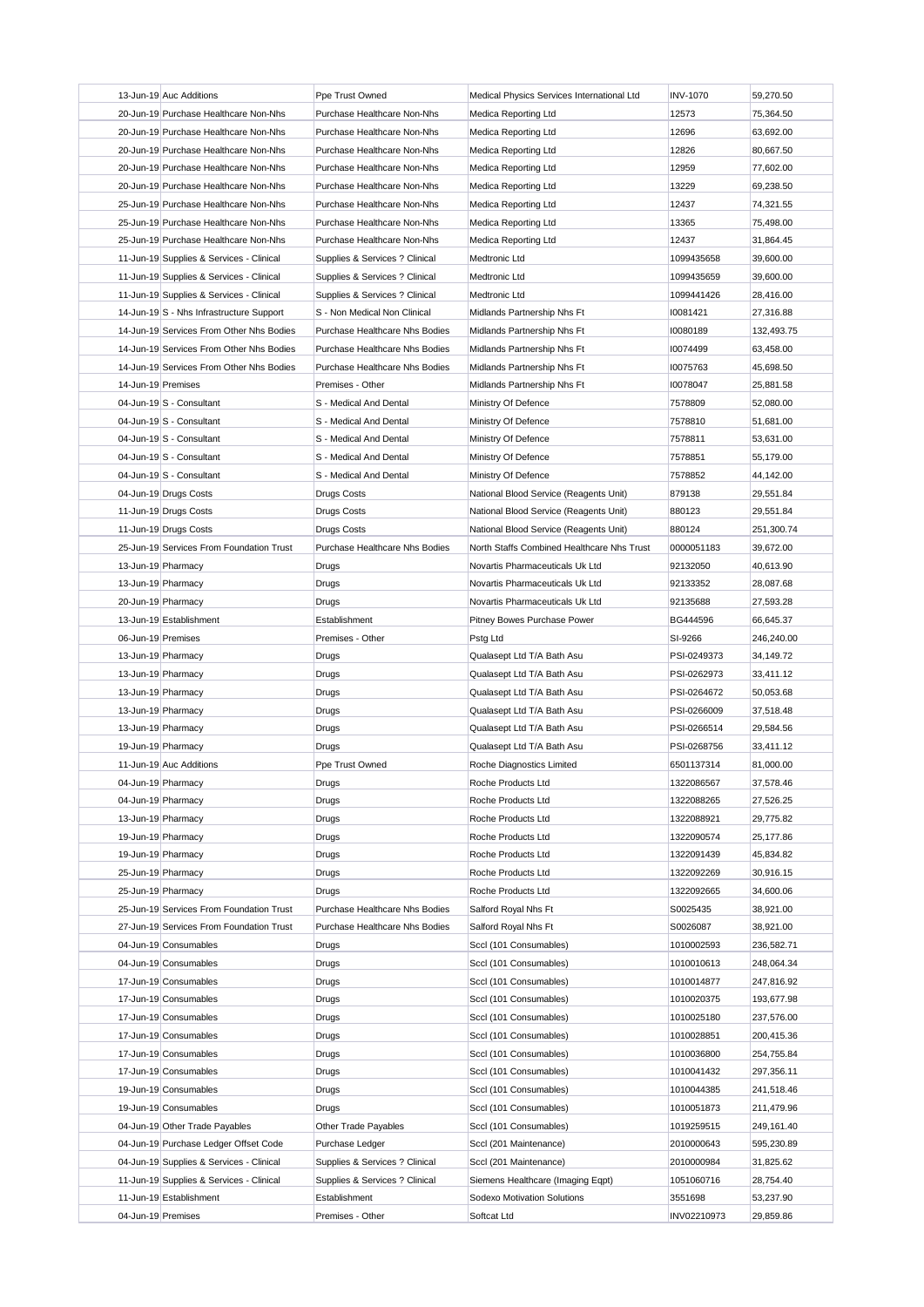| | | | | | |
|---|---|---|---|---|---|
| 13-Jun-19 | Auc Additions | Ppe Trust Owned | Medical Physics Services International Ltd | INV-1070 | 59,270.50 |
| 20-Jun-19 | Purchase Healthcare Non-Nhs | Purchase Healthcare Non-Nhs | Medica Reporting Ltd | 12573 | 75,364.50 |
| 20-Jun-19 | Purchase Healthcare Non-Nhs | Purchase Healthcare Non-Nhs | Medica Reporting Ltd | 12696 | 63,692.00 |
| 20-Jun-19 | Purchase Healthcare Non-Nhs | Purchase Healthcare Non-Nhs | Medica Reporting Ltd | 12826 | 80,667.50 |
| 20-Jun-19 | Purchase Healthcare Non-Nhs | Purchase Healthcare Non-Nhs | Medica Reporting Ltd | 12959 | 77,602.00 |
| 20-Jun-19 | Purchase Healthcare Non-Nhs | Purchase Healthcare Non-Nhs | Medica Reporting Ltd | 13229 | 69,238.50 |
| 25-Jun-19 | Purchase Healthcare Non-Nhs | Purchase Healthcare Non-Nhs | Medica Reporting Ltd | 12437 | 74,321.55 |
| 25-Jun-19 | Purchase Healthcare Non-Nhs | Purchase Healthcare Non-Nhs | Medica Reporting Ltd | 13365 | 75,498.00 |
| 25-Jun-19 | Purchase Healthcare Non-Nhs | Purchase Healthcare Non-Nhs | Medica Reporting Ltd | 12437 | 31,864.45 |
| 11-Jun-19 | Supplies & Services - Clinical | Supplies & Services ? Clinical | Medtronic Ltd | 1099435658 | 39,600.00 |
| 11-Jun-19 | Supplies & Services - Clinical | Supplies & Services ? Clinical | Medtronic Ltd | 1099435659 | 39,600.00 |
| 11-Jun-19 | Supplies & Services - Clinical | Supplies & Services ? Clinical | Medtronic Ltd | 1099441426 | 28,416.00 |
| 14-Jun-19 | S - Nhs Infrastructure Support | S - Non Medical Non Clinical | Midlands Partnership Nhs Ft | I0081421 | 27,316.88 |
| 14-Jun-19 | Services From Other Nhs Bodies | Purchase Healthcare Nhs Bodies | Midlands Partnership Nhs Ft | I0080189 | 132,493.75 |
| 14-Jun-19 | Services From Other Nhs Bodies | Purchase Healthcare Nhs Bodies | Midlands Partnership Nhs Ft | I0074499 | 63,458.00 |
| 14-Jun-19 | Services From Other Nhs Bodies | Purchase Healthcare Nhs Bodies | Midlands Partnership Nhs Ft | I0075763 | 45,698.50 |
| 14-Jun-19 | Premises | Premises - Other | Midlands Partnership Nhs Ft | I0078047 | 25,881.58 |
| 04-Jun-19 | S - Consultant | S - Medical And Dental | Ministry Of Defence | 7578809 | 52,080.00 |
| 04-Jun-19 | S - Consultant | S - Medical And Dental | Ministry Of Defence | 7578810 | 51,681.00 |
| 04-Jun-19 | S - Consultant | S - Medical And Dental | Ministry Of Defence | 7578811 | 53,631.00 |
| 04-Jun-19 | S - Consultant | S - Medical And Dental | Ministry Of Defence | 7578851 | 55,179.00 |
| 04-Jun-19 | S - Consultant | S - Medical And Dental | Ministry Of Defence | 7578852 | 44,142.00 |
| 04-Jun-19 | Drugs Costs | Drugs Costs | National Blood Service (Reagents Unit) | 879138 | 29,551.84 |
| 11-Jun-19 | Drugs Costs | Drugs Costs | National Blood Service (Reagents Unit) | 880123 | 29,551.84 |
| 11-Jun-19 | Drugs Costs | Drugs Costs | National Blood Service (Reagents Unit) | 880124 | 251,300.74 |
| 25-Jun-19 | Services From Foundation Trust | Purchase Healthcare Nhs Bodies | North Staffs Combined Healthcare Nhs Trust | 0000051183 | 39,672.00 |
| 13-Jun-19 | Pharmacy | Drugs | Novartis Pharmaceuticals Uk Ltd | 92132050 | 40,613.90 |
| 13-Jun-19 | Pharmacy | Drugs | Novartis Pharmaceuticals Uk Ltd | 92133352 | 28,087.68 |
| 20-Jun-19 | Pharmacy | Drugs | Novartis Pharmaceuticals Uk Ltd | 92135688 | 27,593.28 |
| 13-Jun-19 | Establishment | Establishment | Pitney Bowes Purchase Power | BG444596 | 66,645.37 |
| 06-Jun-19 | Premises | Premises - Other | Pstg Ltd | SI-9266 | 246,240.00 |
| 13-Jun-19 | Pharmacy | Drugs | Qualasept Ltd T/A Bath Asu | PSI-0249373 | 34,149.72 |
| 13-Jun-19 | Pharmacy | Drugs | Qualasept Ltd T/A Bath Asu | PSI-0262973 | 33,411.12 |
| 13-Jun-19 | Pharmacy | Drugs | Qualasept Ltd T/A Bath Asu | PSI-0264672 | 50,053.68 |
| 13-Jun-19 | Pharmacy | Drugs | Qualasept Ltd T/A Bath Asu | PSI-0266009 | 37,518.48 |
| 13-Jun-19 | Pharmacy | Drugs | Qualasept Ltd T/A Bath Asu | PSI-0266514 | 29,584.56 |
| 19-Jun-19 | Pharmacy | Drugs | Qualasept Ltd T/A Bath Asu | PSI-0268756 | 33,411.12 |
| 11-Jun-19 | Auc Additions | Ppe Trust Owned | Roche Diagnostics Limited | 6501137314 | 81,000.00 |
| 04-Jun-19 | Pharmacy | Drugs | Roche Products Ltd | 1322086567 | 37,578.46 |
| 04-Jun-19 | Pharmacy | Drugs | Roche Products Ltd | 1322088265 | 27,526.25 |
| 13-Jun-19 | Pharmacy | Drugs | Roche Products Ltd | 1322088921 | 29,775.82 |
| 19-Jun-19 | Pharmacy | Drugs | Roche Products Ltd | 1322090574 | 25,177.86 |
| 19-Jun-19 | Pharmacy | Drugs | Roche Products Ltd | 1322091439 | 45,834.82 |
| 25-Jun-19 | Pharmacy | Drugs | Roche Products Ltd | 1322092269 | 30,916.15 |
| 25-Jun-19 | Pharmacy | Drugs | Roche Products Ltd | 1322092665 | 34,600.06 |
| 25-Jun-19 | Services From Foundation Trust | Purchase Healthcare Nhs Bodies | Salford Royal Nhs Ft | S0025435 | 38,921.00 |
| 27-Jun-19 | Services From Foundation Trust | Purchase Healthcare Nhs Bodies | Salford Royal Nhs Ft | S0026087 | 38,921.00 |
| 04-Jun-19 | Consumables | Drugs | Sccl (101 Consumables) | 1010002593 | 236,582.71 |
| 04-Jun-19 | Consumables | Drugs | Sccl (101 Consumables) | 1010010613 | 248,064.34 |
| 17-Jun-19 | Consumables | Drugs | Sccl (101 Consumables) | 1010014877 | 247,816.92 |
| 17-Jun-19 | Consumables | Drugs | Sccl (101 Consumables) | 1010020375 | 193,677.98 |
| 17-Jun-19 | Consumables | Drugs | Sccl (101 Consumables) | 1010025180 | 237,576.00 |
| 17-Jun-19 | Consumables | Drugs | Sccl (101 Consumables) | 1010028851 | 200,415.36 |
| 17-Jun-19 | Consumables | Drugs | Sccl (101 Consumables) | 1010036800 | 254,755.84 |
| 17-Jun-19 | Consumables | Drugs | Sccl (101 Consumables) | 1010041432 | 297,356.11 |
| 19-Jun-19 | Consumables | Drugs | Sccl (101 Consumables) | 1010044385 | 241,518.46 |
| 19-Jun-19 | Consumables | Drugs | Sccl (101 Consumables) | 1010051873 | 211,479.96 |
| 04-Jun-19 | Other Trade Payables | Other Trade Payables | Sccl (101 Consumables) | 1019259515 | 249,161.40 |
| 04-Jun-19 | Purchase Ledger Offset Code | Purchase Ledger | Sccl (201 Maintenance) | 2010000643 | 595,230.89 |
| 04-Jun-19 | Supplies & Services - Clinical | Supplies & Services ? Clinical | Sccl (201 Maintenance) | 2010000984 | 31,825.62 |
| 11-Jun-19 | Supplies & Services - Clinical | Supplies & Services ? Clinical | Siemens Healthcare (Imaging Eqpt) | 1051060716 | 28,754.40 |
| 11-Jun-19 | Establishment | Establishment | Sodexo Motivation Solutions | 3551698 | 53,237.90 |
| 04-Jun-19 | Premises | Premises - Other | Softcat Ltd | INV02210973 | 29,859.86 |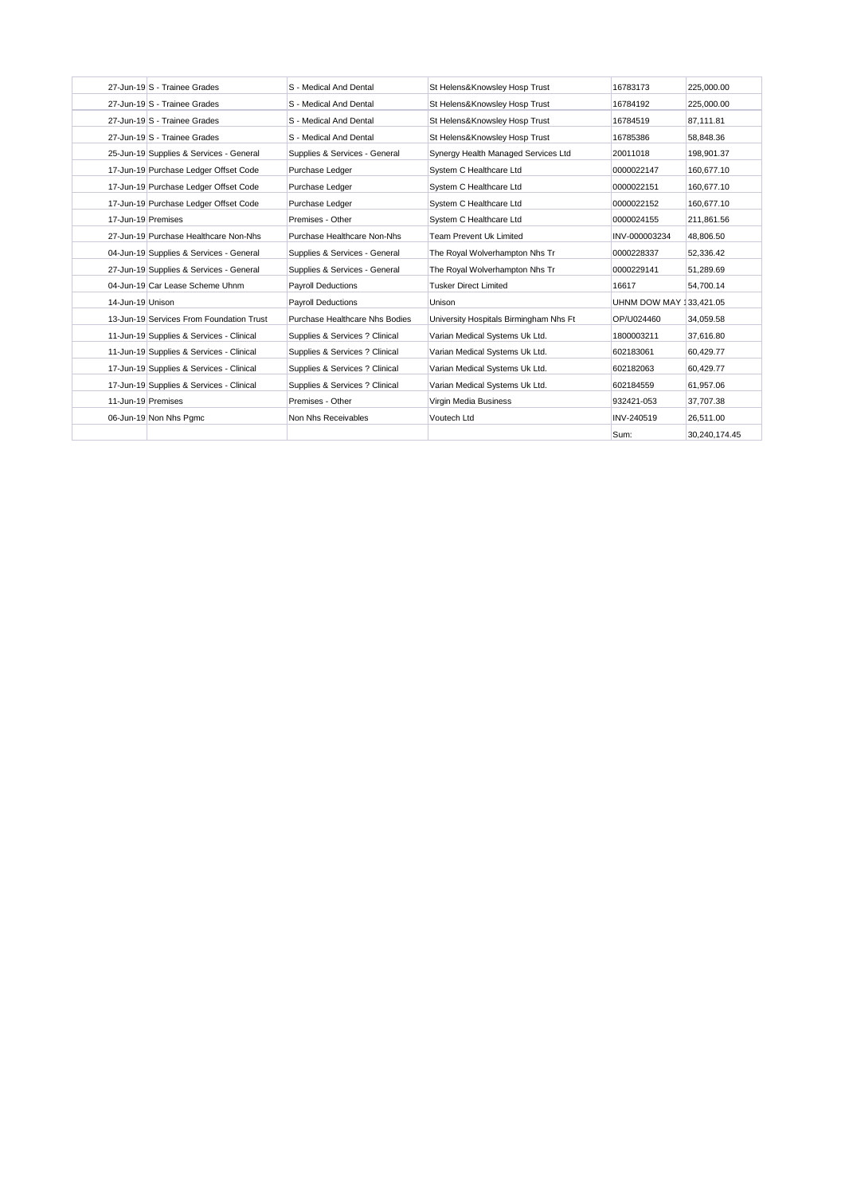| | | | | | |
|---|---|---|---|---|---|
| 27-Jun-19 | S - Trainee Grades | S - Medical And Dental | St Helens&Knowsley Hosp Trust | 16783173 | 225,000.00 |
| 27-Jun-19 | S - Trainee Grades | S - Medical And Dental | St Helens&Knowsley Hosp Trust | 16784192 | 225,000.00 |
| 27-Jun-19 | S - Trainee Grades | S - Medical And Dental | St Helens&Knowsley Hosp Trust | 16784519 | 87,111.81 |
| 27-Jun-19 | S - Trainee Grades | S - Medical And Dental | St Helens&Knowsley Hosp Trust | 16785386 | 58,848.36 |
| 25-Jun-19 | Supplies & Services - General | Supplies & Services - General | Synergy Health Managed Services Ltd | 20011018 | 198,901.37 |
| 17-Jun-19 | Purchase Ledger Offset Code | Purchase Ledger | System C Healthcare Ltd | 0000022147 | 160,677.10 |
| 17-Jun-19 | Purchase Ledger Offset Code | Purchase Ledger | System C Healthcare Ltd | 0000022151 | 160,677.10 |
| 17-Jun-19 | Purchase Ledger Offset Code | Purchase Ledger | System C Healthcare Ltd | 0000022152 | 160,677.10 |
| 17-Jun-19 | Premises | Premises - Other | System C Healthcare Ltd | 0000024155 | 211,861.56 |
| 27-Jun-19 | Purchase Healthcare Non-Nhs | Purchase Healthcare Non-Nhs | Team Prevent Uk Limited | INV-000003234 | 48,806.50 |
| 04-Jun-19 | Supplies & Services - General | Supplies & Services - General | The Royal Wolverhampton Nhs Tr | 0000228337 | 52,336.42 |
| 27-Jun-19 | Supplies & Services - General | Supplies & Services - General | The Royal Wolverhampton Nhs Tr | 0000229141 | 51,289.69 |
| 04-Jun-19 | Car Lease Scheme Uhnm | Payroll Deductions | Tusker Direct Limited | 16617 | 54,700.14 |
| 14-Jun-19 | Unison | Payroll Deductions | Unison | UHNM DOW MAY 1 | 33,421.05 |
| 13-Jun-19 | Services From Foundation Trust | Purchase Healthcare Nhs Bodies | University Hospitals Birmingham Nhs Ft | OP/U024460 | 34,059.58 |
| 11-Jun-19 | Supplies & Services - Clinical | Supplies & Services ? Clinical | Varian Medical Systems Uk Ltd. | 1800003211 | 37,616.80 |
| 11-Jun-19 | Supplies & Services - Clinical | Supplies & Services ? Clinical | Varian Medical Systems Uk Ltd. | 602183061 | 60,429.77 |
| 17-Jun-19 | Supplies & Services - Clinical | Supplies & Services ? Clinical | Varian Medical Systems Uk Ltd. | 602182063 | 60,429.77 |
| 17-Jun-19 | Supplies & Services - Clinical | Supplies & Services ? Clinical | Varian Medical Systems Uk Ltd. | 602184559 | 61,957.06 |
| 11-Jun-19 | Premises | Premises - Other | Virgin Media Business | 932421-053 | 37,707.38 |
| 06-Jun-19 | Non Nhs Pgmc | Non Nhs Receivables | Voutech Ltd | INV-240519 | 26,511.00 |
| | | | | Sum: | 30,240,174.45 |